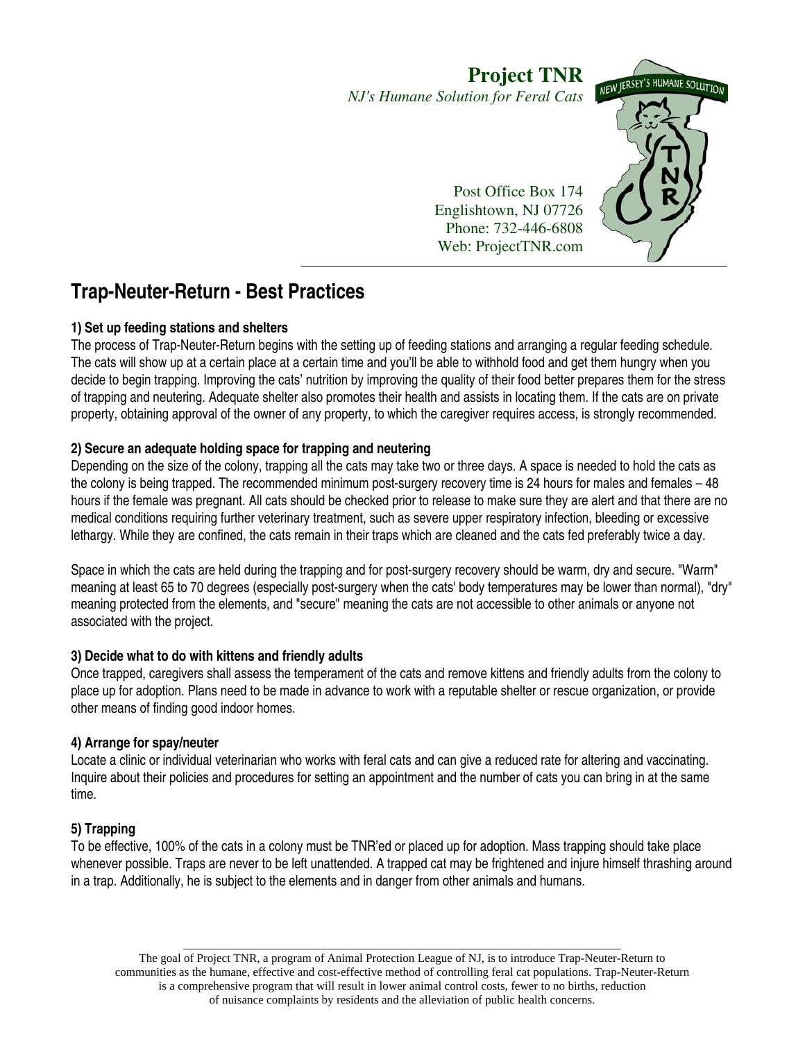# Project TNR

*NJ's Humane Solution for Feral Cats*

Post Office Box 174
Englishtown, NJ 07726
Phone: 732-446-6808
Web: ProjectTNR.com

## Trap-Neuter-Return - Best Practices

### 1) Set up feeding stations and shelters

The process of Trap-Neuter-Return begins with the setting up of feeding stations and arranging a regular feeding schedule. The cats will show up at a certain place at a certain time and you'll be able to withhold food and get them hungry when you decide to begin trapping. Improving the cats' nutrition by improving the quality of their food better prepares them for the stress of trapping and neutering. Adequate shelter also promotes their health and assists in locating them. If the cats are on private property, obtaining approval of the owner of any property, to which the caregiver requires access, is strongly recommended.

### 2) Secure an adequate holding space for trapping and neutering

Depending on the size of the colony, trapping all the cats may take two or three days. A space is needed to hold the cats as the colony is being trapped. The recommended minimum post-surgery recovery time is 24 hours for males and females – 48 hours if the female was pregnant. All cats should be checked prior to release to make sure they are alert and that there are no medical conditions requiring further veterinary treatment, such as severe upper respiratory infection, bleeding or excessive lethargy. While they are confined, the cats remain in their traps which are cleaned and the cats fed preferably twice a day.

Space in which the cats are held during the trapping and for post-surgery recovery should be warm, dry and secure. "Warm" meaning at least 65 to 70 degrees (especially post-surgery when the cats' body temperatures may be lower than normal), "dry" meaning protected from the elements, and "secure" meaning the cats are not accessible to other animals or anyone not associated with the project.

### 3) Decide what to do with kittens and friendly adults

Once trapped, caregivers shall assess the temperament of the cats and remove kittens and friendly adults from the colony to place up for adoption. Plans need to be made in advance to work with a reputable shelter or rescue organization, or provide other means of finding good indoor homes.

### 4) Arrange for spay/neuter

Locate a clinic or individual veterinarian who works with feral cats and can give a reduced rate for altering and vaccinating. Inquire about their policies and procedures for setting an appointment and the number of cats you can bring in at the same time.

### 5) Trapping

To be effective, 100% of the cats in a colony must be TNR'ed or placed up for adoption. Mass trapping should take place whenever possible. Traps are never to be left unattended. A trapped cat may be frightened and injure himself thrashing around in a trap. Additionally, he is subject to the elements and in danger from other animals and humans.

---

The goal of Project TNR, a program of Animal Protection League of NJ, is to introduce Trap-Neuter-Return to communities as the humane, effective and cost-effective method of controlling feral cat populations. Trap-Neuter-Return is a comprehensive program that will result in lower animal control costs, fewer to no births, reduction of nuisance complaints by residents and the alleviation of public health concerns.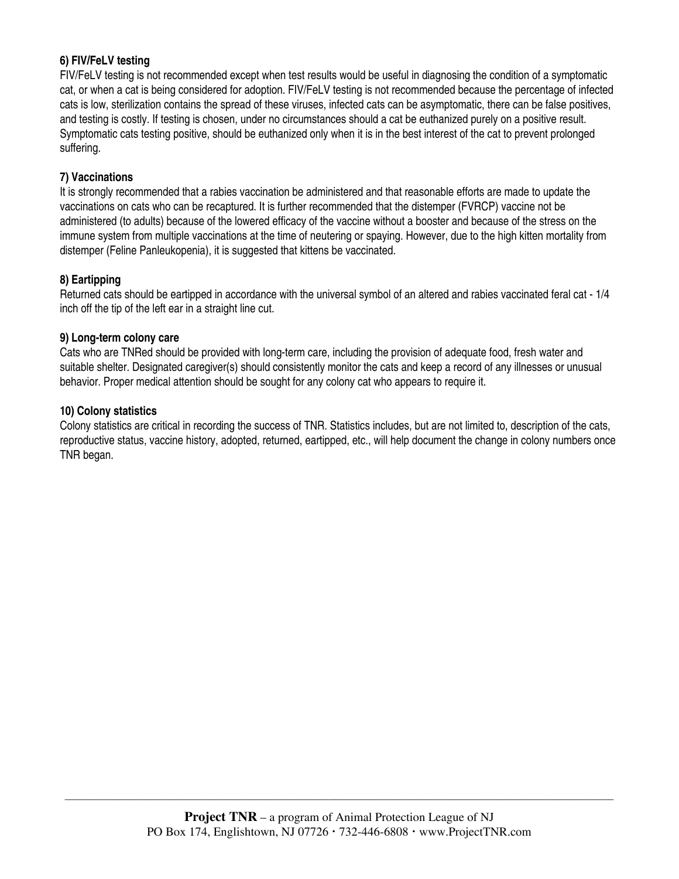### 6) FIV/FeLV testing

FIV/FeLV testing is not recommended except when test results would be useful in diagnosing the condition of a symptomatic cat, or when a cat is being considered for adoption. FIV/FeLV testing is not recommended because the percentage of infected cats is low, sterilization contains the spread of these viruses, infected cats can be asymptomatic, there can be false positives, and testing is costly. If testing is chosen, under no circumstances should a cat be euthanized purely on a positive result. Symptomatic cats testing positive, should be euthanized only when it is in the best interest of the cat to prevent prolonged suffering.

### 7) Vaccinations

It is strongly recommended that a rabies vaccination be administered and that reasonable efforts are made to update the vaccinations on cats who can be recaptured. It is further recommended that the distemper (FVRCP) vaccine not be administered (to adults) because of the lowered efficacy of the vaccine without a booster and because of the stress on the immune system from multiple vaccinations at the time of neutering or spaying. However, due to the high kitten mortality from distemper (Feline Panleukopenia), it is suggested that kittens be vaccinated.

### 8) Eartipping

Returned cats should be eartipped in accordance with the universal symbol of an altered and rabies vaccinated feral cat - 1/4 inch off the tip of the left ear in a straight line cut.

### 9) Long-term colony care

Cats who are TNRed should be provided with long-term care, including the provision of adequate food, fresh water and suitable shelter. Designated caregiver(s) should consistently monitor the cats and keep a record of any illnesses or unusual behavior. Proper medical attention should be sought for any colony cat who appears to require it.

### 10) Colony statistics

Colony statistics are critical in recording the success of TNR. Statistics includes, but are not limited to, description of the cats, reproductive status, vaccine history, adopted, returned, eartipped, etc., will help document the change in colony numbers once TNR began.